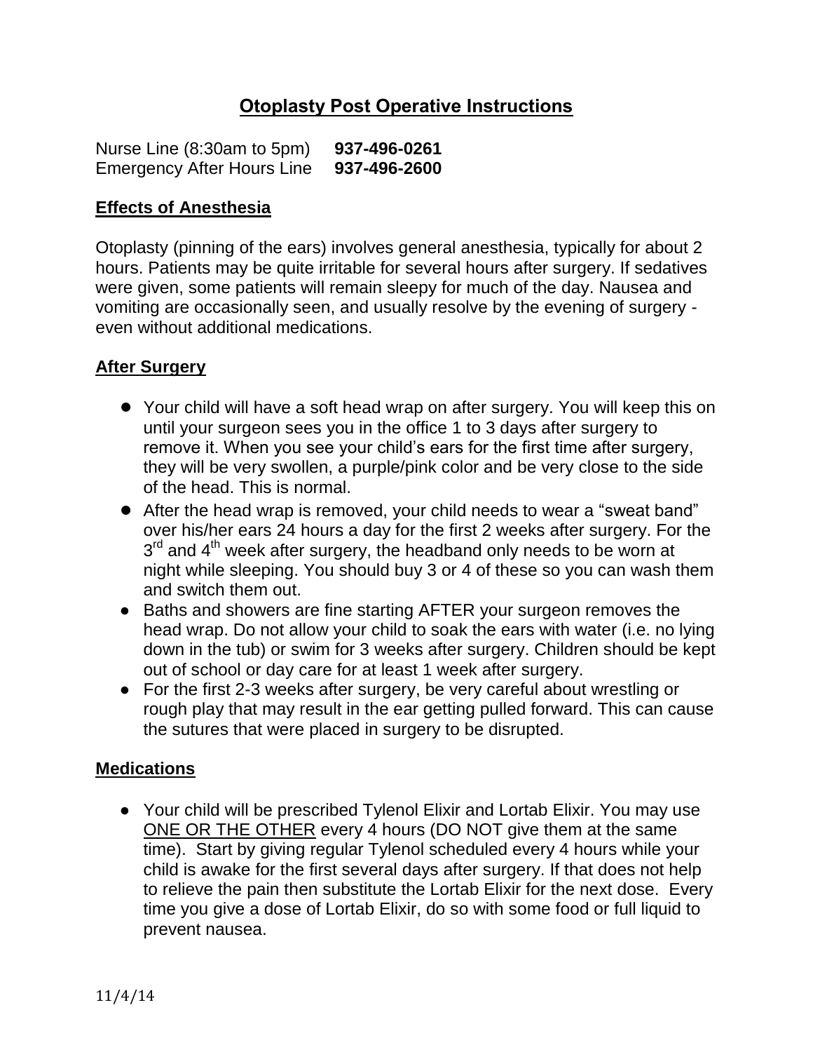# Otoplasty Post Operative Instructions

Nurse Line (8:30am to 5pm) **937-496-0261**
Emergency After Hours Line **937-496-2600**

## Effects of Anesthesia

Otoplasty (pinning of the ears) involves general anesthesia, typically for about 2 hours. Patients may be quite irritable for several hours after surgery. If sedatives were given, some patients will remain sleepy for much of the day. Nausea and vomiting are occasionally seen, and usually resolve by the evening of surgery - even without additional medications.

## After Surgery

- Your child will have a soft head wrap on after surgery. You will keep this on until your surgeon sees you in the office 1 to 3 days after surgery to remove it. When you see your child's ears for the first time after surgery, they will be very swollen, a purple/pink color and be very close to the side of the head. This is normal.
- After the head wrap is removed, your child needs to wear a "sweat band" over his/her ears 24 hours a day for the first 2 weeks after surgery. For the 3rd and 4th week after surgery, the headband only needs to be worn at night while sleeping. You should buy 3 or 4 of these so you can wash them and switch them out.
- Baths and showers are fine starting AFTER your surgeon removes the head wrap. Do not allow your child to soak the ears with water (i.e. no lying down in the tub) or swim for 3 weeks after surgery. Children should be kept out of school or day care for at least 1 week after surgery.
- For the first 2-3 weeks after surgery, be very careful about wrestling or rough play that may result in the ear getting pulled forward. This can cause the sutures that were placed in surgery to be disrupted.

## Medications

- Your child will be prescribed Tylenol Elixir and Lortab Elixir. You may use ONE OR THE OTHER every 4 hours (DO NOT give them at the same time). Start by giving regular Tylenol scheduled every 4 hours while your child is awake for the first several days after surgery. If that does not help to relieve the pain then substitute the Lortab Elixir for the next dose. Every time you give a dose of Lortab Elixir, do so with some food or full liquid to prevent nausea.

11/4/14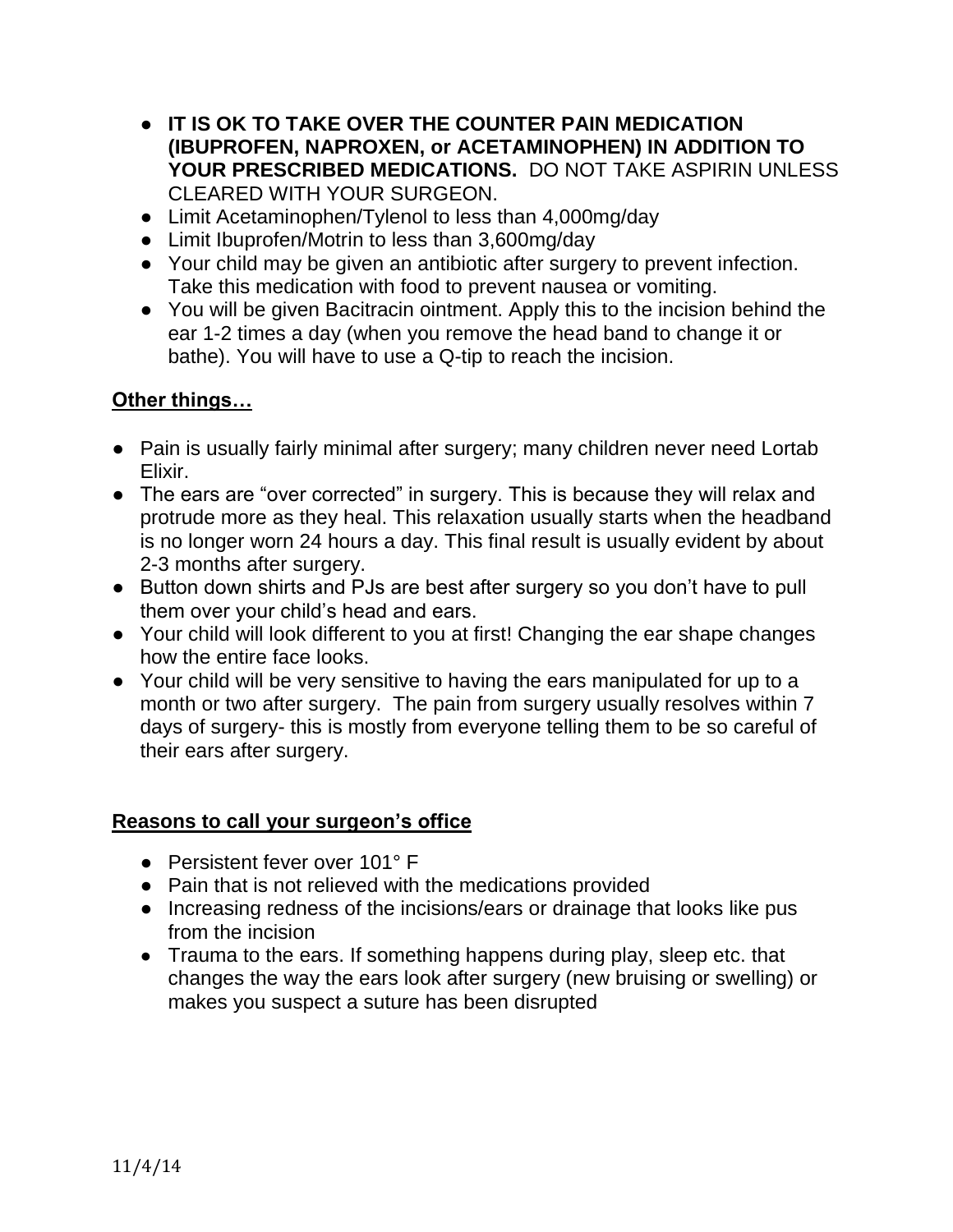- **IT IS OK TO TAKE OVER THE COUNTER PAIN MEDICATION (IBUPROFEN, NAPROXEN, or ACETAMINOPHEN) IN ADDITION TO YOUR PRESCRIBED MEDICATIONS.** DO NOT TAKE ASPIRIN UNLESS CLEARED WITH YOUR SURGEON.
- Limit Acetaminophen/Tylenol to less than 4,000mg/day
- Limit Ibuprofen/Motrin to less than 3,600mg/day
- Your child may be given an antibiotic after surgery to prevent infection. Take this medication with food to prevent nausea or vomiting.
- You will be given Bacitracin ointment. Apply this to the incision behind the ear 1-2 times a day (when you remove the head band to change it or bathe). You will have to use a Q-tip to reach the incision.

## Other things…

- Pain is usually fairly minimal after surgery; many children never need Lortab Elixir.
- The ears are "over corrected" in surgery. This is because they will relax and protrude more as they heal. This relaxation usually starts when the headband is no longer worn 24 hours a day. This final result is usually evident by about 2-3 months after surgery.
- Button down shirts and PJs are best after surgery so you don't have to pull them over your child's head and ears.
- Your child will look different to you at first! Changing the ear shape changes how the entire face looks.
- Your child will be very sensitive to having the ears manipulated for up to a month or two after surgery. The pain from surgery usually resolves within 7 days of surgery- this is mostly from everyone telling them to be so careful of their ears after surgery.

## Reasons to call your surgeon's office

- Persistent fever over 101° F
- Pain that is not relieved with the medications provided
- Increasing redness of the incisions/ears or drainage that looks like pus from the incision
- Trauma to the ears. If something happens during play, sleep etc. that changes the way the ears look after surgery (new bruising or swelling) or makes you suspect a suture has been disrupted

11/4/14